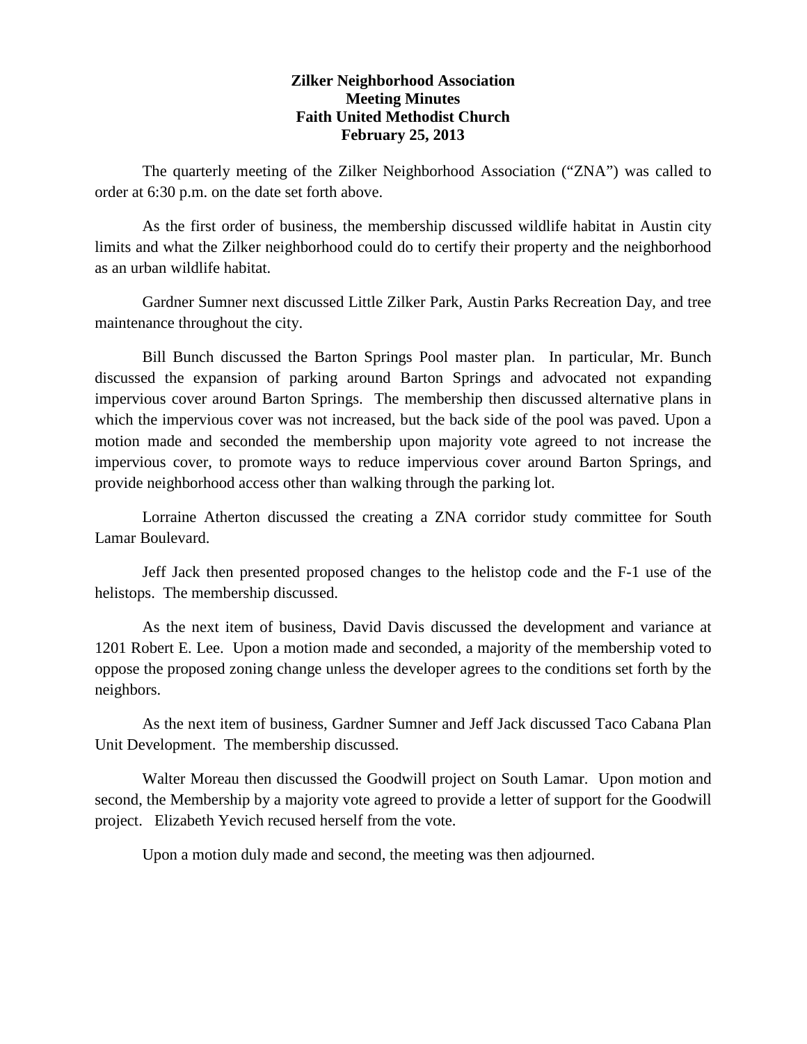# Zilker Neighborhood Association
## Meeting Minutes
## Faith United Methodist Church
## February 25, 2013

The quarterly meeting of the Zilker Neighborhood Association ("ZNA") was called to order at 6:30 p.m. on the date set forth above.

As the first order of business, the membership discussed wildlife habitat in Austin city limits and what the Zilker neighborhood could do to certify their property and the neighborhood as an urban wildlife habitat.

Gardner Sumner next discussed Little Zilker Park, Austin Parks Recreation Day, and tree maintenance throughout the city.

Bill Bunch discussed the Barton Springs Pool master plan. In particular, Mr. Bunch discussed the expansion of parking around Barton Springs and advocated not expanding impervious cover around Barton Springs. The membership then discussed alternative plans in which the impervious cover was not increased, but the back side of the pool was paved. Upon a motion made and seconded the membership upon majority vote agreed to not increase the impervious cover, to promote ways to reduce impervious cover around Barton Springs, and provide neighborhood access other than walking through the parking lot.

Lorraine Atherton discussed the creating a ZNA corridor study committee for South Lamar Boulevard.

Jeff Jack then presented proposed changes to the helistop code and the F-1 use of the helistops. The membership discussed.

As the next item of business, David Davis discussed the development and variance at 1201 Robert E. Lee. Upon a motion made and seconded, a majority of the membership voted to oppose the proposed zoning change unless the developer agrees to the conditions set forth by the neighbors.

As the next item of business, Gardner Sumner and Jeff Jack discussed Taco Cabana Plan Unit Development. The membership discussed.

Walter Moreau then discussed the Goodwill project on South Lamar. Upon motion and second, the Membership by a majority vote agreed to provide a letter of support for the Goodwill project. Elizabeth Yevich recused herself from the vote.

Upon a motion duly made and second, the meeting was then adjourned.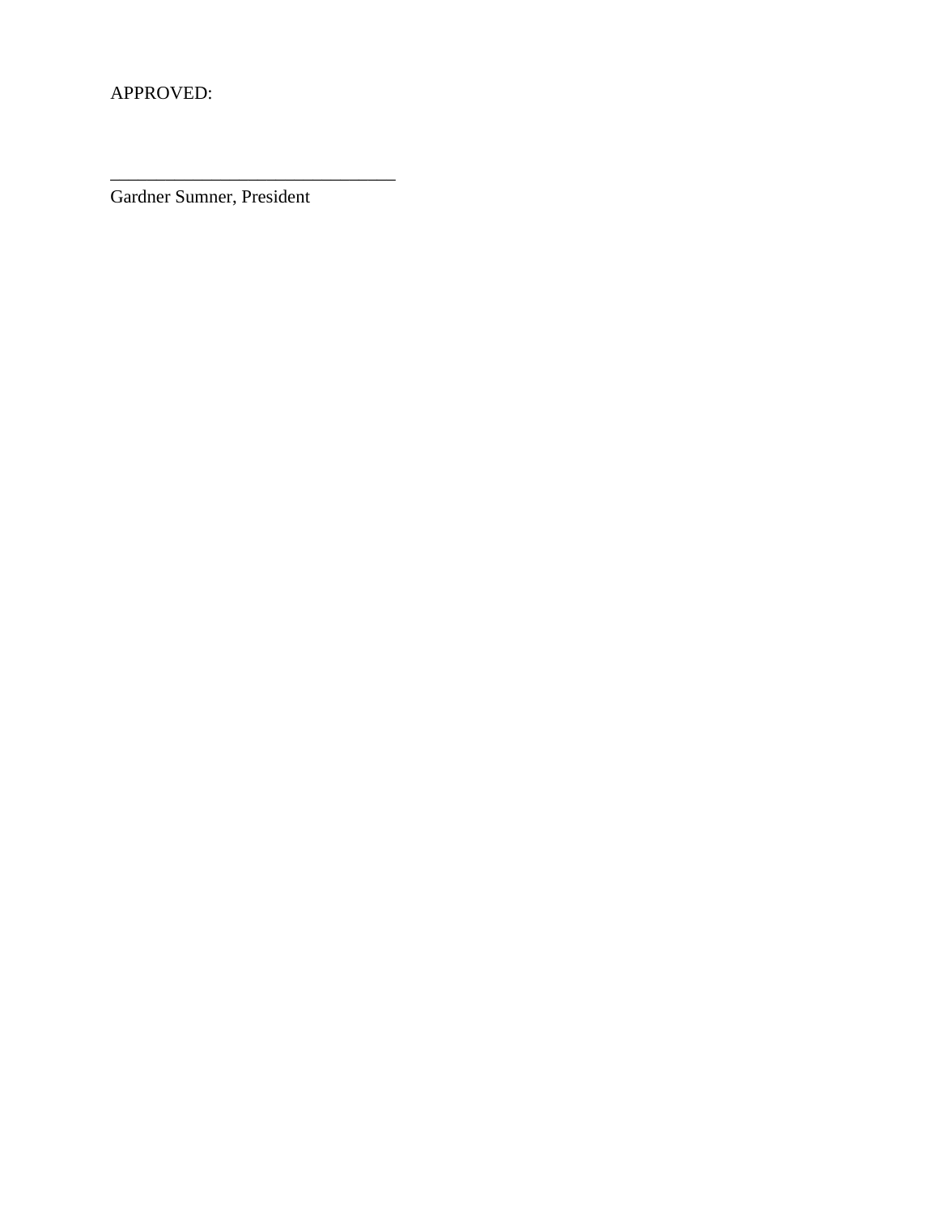APPROVED:

\_\_\_\_\_\_\_\_\_\_\_\_\_\_\_\_\_\_\_\_\_\_\_\_\_\_\_\_\_\_\_

Gardner Sumner, President